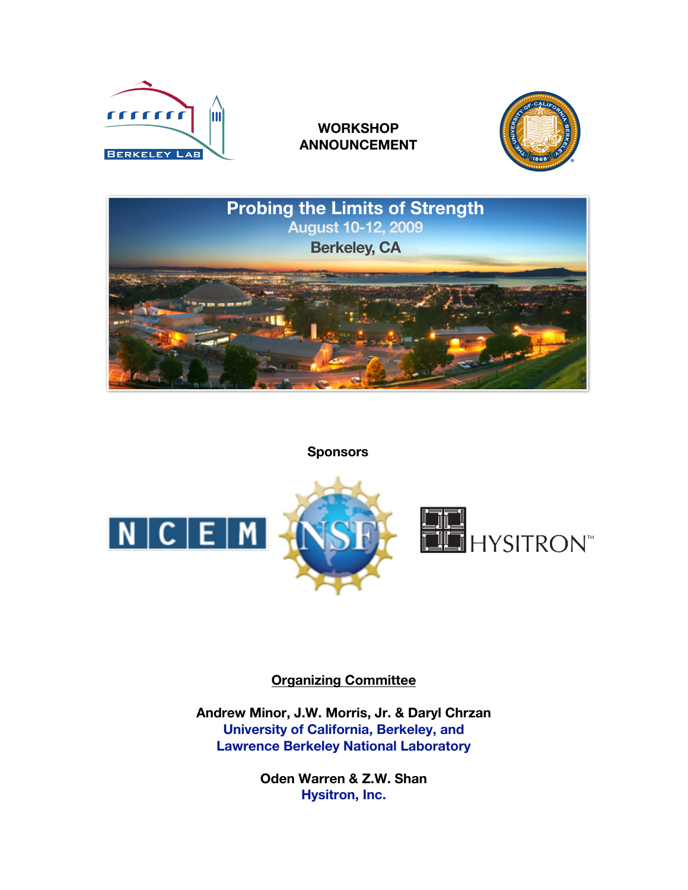**WORKSHOP ANNOUNCEMENT**

# Probing the Limits of Strength

**August 10-12, 2009**

**Berkeley, CA**

**Sponsors**

NCEM

NSF

HYSITRON™

## Organizing Committee

**Andrew Minor, J.W. Morris, Jr. & Daryl Chrzan**
**University of California, Berkeley, and**
**Lawrence Berkeley National Laboratory**

**Oden Warren & Z.W. Shan**
**Hysitron, Inc.**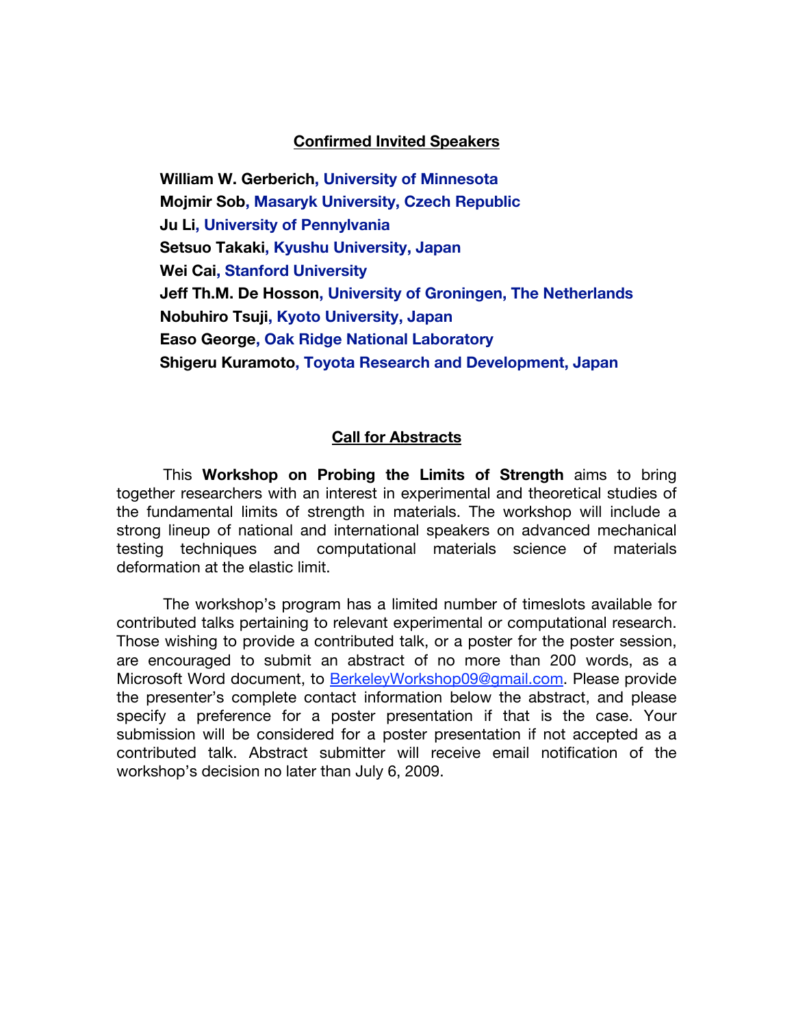## Confirmed Invited Speakers

**William W. Gerberich, University of Minnesota**
**Mojmir Sob, Masaryk University, Czech Republic**
**Ju Li, University of Pennylvania**
**Setsuo Takaki, Kyushu University, Japan**
**Wei Cai, Stanford University**
**Jeff Th.M. De Hosson, University of Groningen, The Netherlands**
**Nobuhiro Tsuji, Kyoto University, Japan**
**Easo George, Oak Ridge National Laboratory**
**Shigeru Kuramoto, Toyota Research and Development, Japan**

## Call for Abstracts

This **Workshop on Probing the Limits of Strength** aims to bring together researchers with an interest in experimental and theoretical studies of the fundamental limits of strength in materials. The workshop will include a strong lineup of national and international speakers on advanced mechanical testing techniques and computational materials science of materials deformation at the elastic limit.

The workshop's program has a limited number of timeslots available for contributed talks pertaining to relevant experimental or computational research. Those wishing to provide a contributed talk, or a poster for the poster session, are encouraged to submit an abstract of no more than 200 words, as a Microsoft Word document, to BerkeleyWorkshop09@gmail.com. Please provide the presenter's complete contact information below the abstract, and please specify a preference for a poster presentation if that is the case. Your submission will be considered for a poster presentation if not accepted as a contributed talk. Abstract submitter will receive email notification of the workshop's decision no later than July 6, 2009.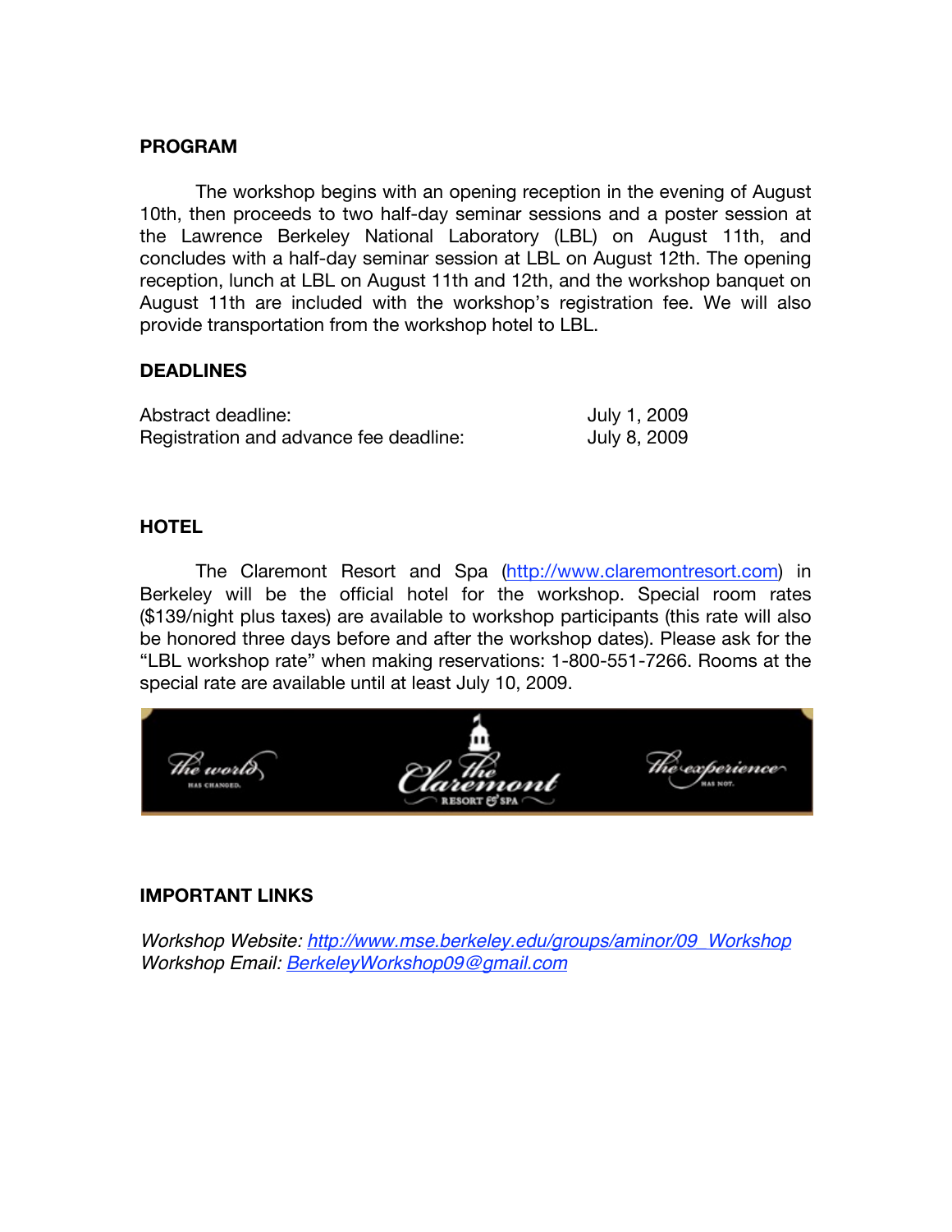## PROGRAM

The workshop begins with an opening reception in the evening of August 10th, then proceeds to two half-day seminar sessions and a poster session at the Lawrence Berkeley National Laboratory (LBL) on August 11th, and concludes with a half-day seminar session at LBL on August 12th. The opening reception, lunch at LBL on August 11th and 12th, and the workshop banquet on August 11th are included with the workshop's registration fee. We will also provide transportation from the workshop hotel to LBL.

## DEADLINES

| | |
|---|---|
| Abstract deadline: | July 1, 2009 |
| Registration and advance fee deadline: | July 8, 2009 |

## HOTEL

The Claremont Resort and Spa (http://www.claremontresort.com) in Berkeley will be the official hotel for the workshop. Special room rates ($139/night plus taxes) are available to workshop participants (this rate will also be honored three days before and after the workshop dates). Please ask for the "LBL workshop rate" when making reservations: 1-800-551-7266. Rooms at the special rate are available until at least July 10, 2009.

The world HAS CHANGED. The Claremont RESORT & SPA The experience HAS NOT.

## IMPORTANT LINKS

*Workshop Website: http://www.mse.berkeley.edu/groups/aminor/09_Workshop*
*Workshop Email: BerkeleyWorkshop09@gmail.com*